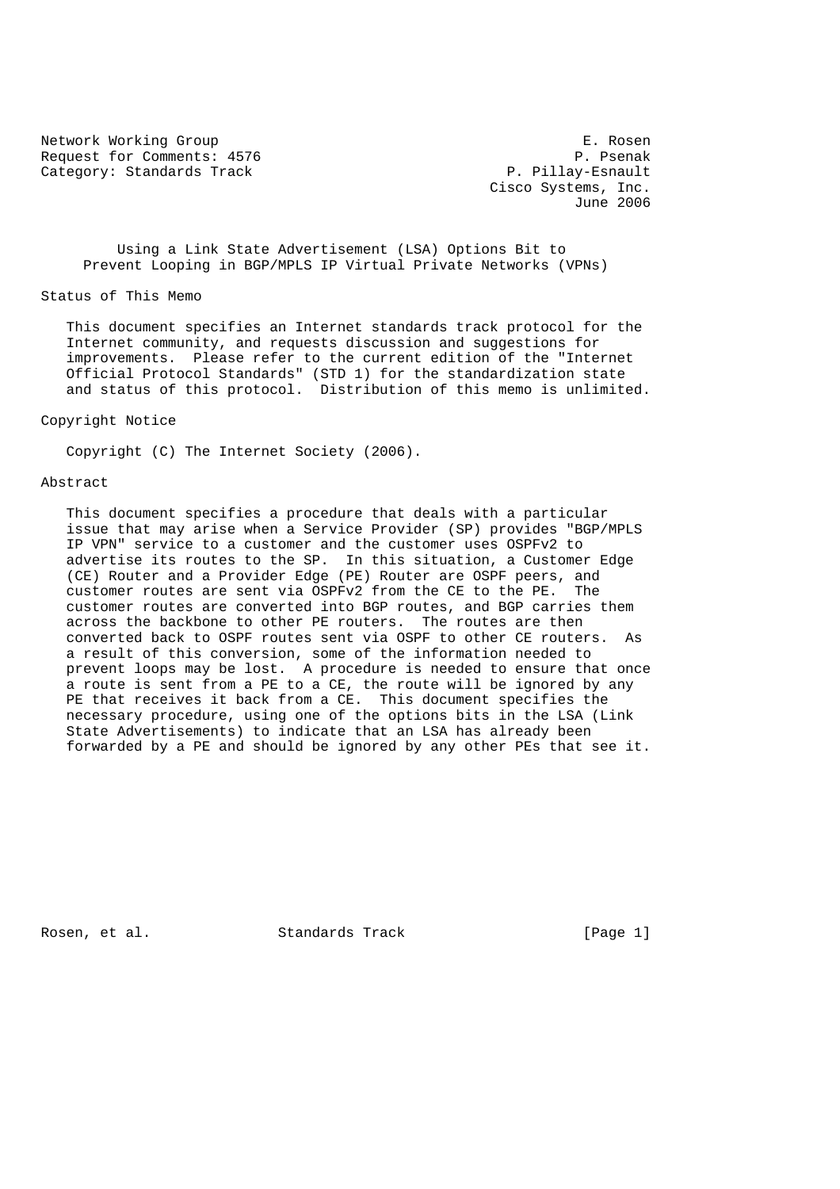Network Working Group                                           E. Rosen
Request for Comments: 4576                                     P. Psenak
Category: Standards Track                              P. Pillay-Esnault
                                                     Cisco Systems, Inc.
                                                               June 2006

# Using a Link State Advertisement (LSA) Options Bit to Prevent Looping in BGP/MPLS IP Virtual Private Networks (VPNs)

## Status of This Memo

This document specifies an Internet standards track protocol for the Internet community, and requests discussion and suggestions for improvements. Please refer to the current edition of the "Internet Official Protocol Standards" (STD 1) for the standardization state and status of this protocol. Distribution of this memo is unlimited.

## Copyright Notice

Copyright (C) The Internet Society (2006).

## Abstract

This document specifies a procedure that deals with a particular issue that may arise when a Service Provider (SP) provides "BGP/MPLS IP VPN" service to a customer and the customer uses OSPFv2 to advertise its routes to the SP. In this situation, a Customer Edge (CE) Router and a Provider Edge (PE) Router are OSPF peers, and customer routes are sent via OSPFv2 from the CE to the PE. The customer routes are converted into BGP routes, and BGP carries them across the backbone to other PE routers. The routes are then converted back to OSPF routes sent via OSPF to other CE routers. As a result of this conversion, some of the information needed to prevent loops may be lost. A procedure is needed to ensure that once a route is sent from a PE to a CE, the route will be ignored by any PE that receives it back from a CE. This document specifies the necessary procedure, using one of the options bits in the LSA (Link State Advertisements) to indicate that an LSA has already been forwarded by a PE and should be ignored by any other PEs that see it.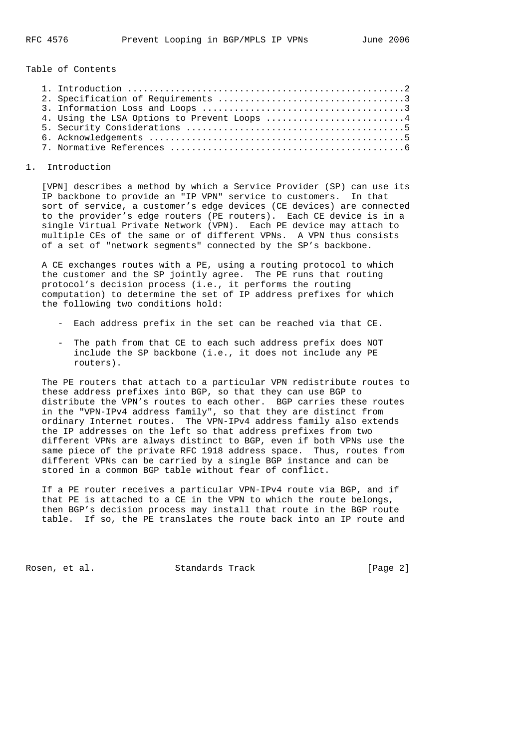## Table of Contents

1. Introduction ....................................................2
2. Specification of Requirements ..................................3
3. Information Loss and Loops .....................................3
4. Using the LSA Options to Prevent Loops ..........................4
5. Security Considerations ........................................5
6. Acknowledgements ...............................................5
7. Normative References ...........................................6

## 1. Introduction

[VPN] describes a method by which a Service Provider (SP) can use its IP backbone to provide an "IP VPN" service to customers. In that sort of service, a customer's edge devices (CE devices) are connected to the provider's edge routers (PE routers). Each CE device is in a single Virtual Private Network (VPN). Each PE device may attach to multiple CEs of the same or of different VPNs. A VPN thus consists of a set of "network segments" connected by the SP's backbone.

A CE exchanges routes with a PE, using a routing protocol to which the customer and the SP jointly agree. The PE runs that routing protocol's decision process (i.e., it performs the routing computation) to determine the set of IP address prefixes for which the following two conditions hold:

- Each address prefix in the set can be reached via that CE.
- The path from that CE to each such address prefix does NOT include the SP backbone (i.e., it does not include any PE routers).

The PE routers that attach to a particular VPN redistribute routes to these address prefixes into BGP, so that they can use BGP to distribute the VPN's routes to each other. BGP carries these routes in the "VPN-IPv4 address family", so that they are distinct from ordinary Internet routes. The VPN-IPv4 address family also extends the IP addresses on the left so that address prefixes from two different VPNs are always distinct to BGP, even if both VPNs use the same piece of the private RFC 1918 address space. Thus, routes from different VPNs can be carried by a single BGP instance and can be stored in a common BGP table without fear of conflict.

If a PE router receives a particular VPN-IPv4 route via BGP, and if that PE is attached to a CE in the VPN to which the route belongs, then BGP's decision process may install that route in the BGP route table. If so, the PE translates the route back into an IP route and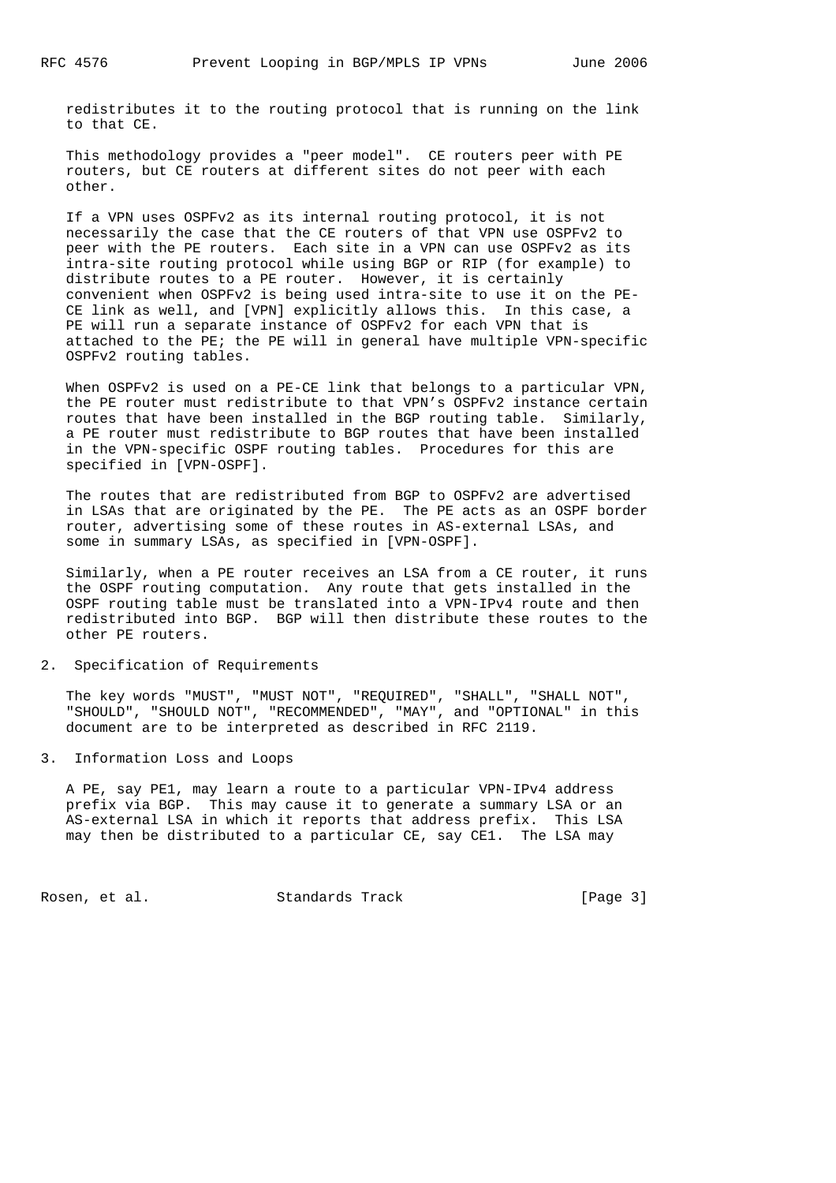redistributes it to the routing protocol that is running on the link to that CE.

This methodology provides a "peer model". CE routers peer with PE routers, but CE routers at different sites do not peer with each other.

If a VPN uses OSPFv2 as its internal routing protocol, it is not necessarily the case that the CE routers of that VPN use OSPFv2 to peer with the PE routers. Each site in a VPN can use OSPFv2 as its intra-site routing protocol while using BGP or RIP (for example) to distribute routes to a PE router. However, it is certainly convenient when OSPFv2 is being used intra-site to use it on the PE-CE link as well, and [VPN] explicitly allows this. In this case, a PE will run a separate instance of OSPFv2 for each VPN that is attached to the PE; the PE will in general have multiple VPN-specific OSPFv2 routing tables.

When OSPFv2 is used on a PE-CE link that belongs to a particular VPN, the PE router must redistribute to that VPN's OSPFv2 instance certain routes that have been installed in the BGP routing table. Similarly, a PE router must redistribute to BGP routes that have been installed in the VPN-specific OSPF routing tables. Procedures for this are specified in [VPN-OSPF].

The routes that are redistributed from BGP to OSPFv2 are advertised in LSAs that are originated by the PE. The PE acts as an OSPF border router, advertising some of these routes in AS-external LSAs, and some in summary LSAs, as specified in [VPN-OSPF].

Similarly, when a PE router receives an LSA from a CE router, it runs the OSPF routing computation. Any route that gets installed in the OSPF routing table must be translated into a VPN-IPv4 route and then redistributed into BGP. BGP will then distribute these routes to the other PE routers.

## 2. Specification of Requirements

The key words "MUST", "MUST NOT", "REQUIRED", "SHALL", "SHALL NOT", "SHOULD", "SHOULD NOT", "RECOMMENDED", "MAY", and "OPTIONAL" in this document are to be interpreted as described in RFC 2119.

## 3. Information Loss and Loops

A PE, say PE1, may learn a route to a particular VPN-IPv4 address prefix via BGP. This may cause it to generate a summary LSA or an AS-external LSA in which it reports that address prefix. This LSA may then be distributed to a particular CE, say CE1. The LSA may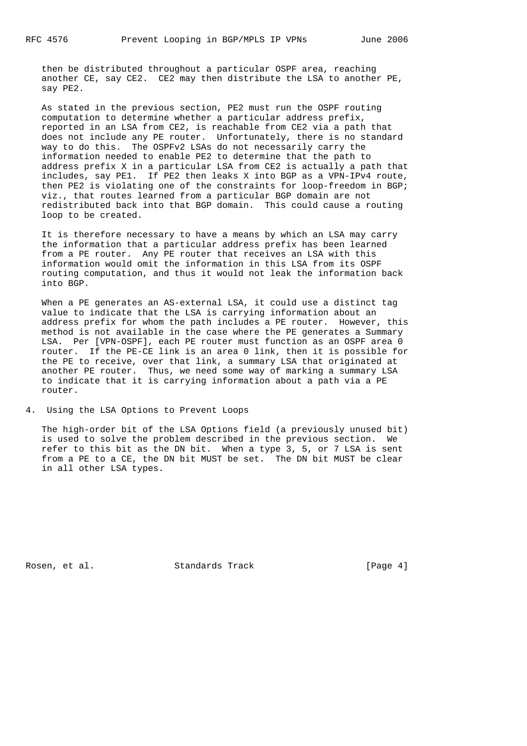then be distributed throughout a particular OSPF area, reaching another CE, say CE2. CE2 may then distribute the LSA to another PE, say PE2.

As stated in the previous section, PE2 must run the OSPF routing computation to determine whether a particular address prefix, reported in an LSA from CE2, is reachable from CE2 via a path that does not include any PE router. Unfortunately, there is no standard way to do this. The OSPFv2 LSAs do not necessarily carry the information needed to enable PE2 to determine that the path to address prefix X in a particular LSA from CE2 is actually a path that includes, say PE1. If PE2 then leaks X into BGP as a VPN-IPv4 route, then PE2 is violating one of the constraints for loop-freedom in BGP; viz., that routes learned from a particular BGP domain are not redistributed back into that BGP domain. This could cause a routing loop to be created.

It is therefore necessary to have a means by which an LSA may carry the information that a particular address prefix has been learned from a PE router. Any PE router that receives an LSA with this information would omit the information in this LSA from its OSPF routing computation, and thus it would not leak the information back into BGP.

When a PE generates an AS-external LSA, it could use a distinct tag value to indicate that the LSA is carrying information about an address prefix for whom the path includes a PE router. However, this method is not available in the case where the PE generates a Summary LSA. Per [VPN-OSPF], each PE router must function as an OSPF area 0 router. If the PE-CE link is an area 0 link, then it is possible for the PE to receive, over that link, a summary LSA that originated at another PE router. Thus, we need some way of marking a summary LSA to indicate that it is carrying information about a path via a PE router.

## 4. Using the LSA Options to Prevent Loops

The high-order bit of the LSA Options field (a previously unused bit) is used to solve the problem described in the previous section. We refer to this bit as the DN bit. When a type 3, 5, or 7 LSA is sent from a PE to a CE, the DN bit MUST be set. The DN bit MUST be clear in all other LSA types.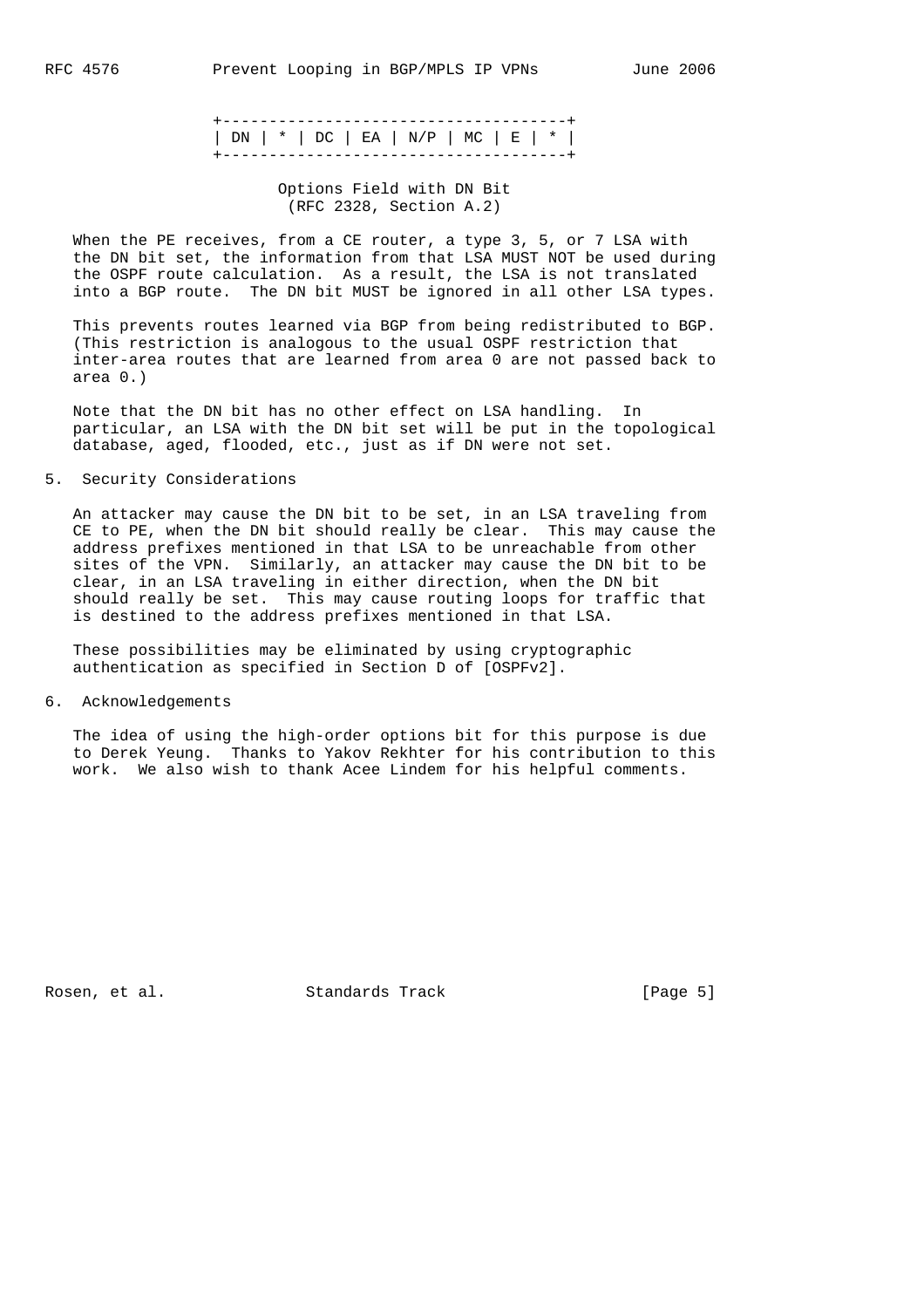```
+------------------------------------+
| DN | * | DC | EA | N/P | MC | E | * |
+------------------------------------+
```

Options Field with DN Bit
(RFC 2328, Section A.2)

When the PE receives, from a CE router, a type 3, 5, or 7 LSA with the DN bit set, the information from that LSA MUST NOT be used during the OSPF route calculation. As a result, the LSA is not translated into a BGP route. The DN bit MUST be ignored in all other LSA types.

This prevents routes learned via BGP from being redistributed to BGP. (This restriction is analogous to the usual OSPF restriction that inter-area routes that are learned from area 0 are not passed back to area 0.)

Note that the DN bit has no other effect on LSA handling. In particular, an LSA with the DN bit set will be put in the topological database, aged, flooded, etc., just as if DN were not set.

## 5. Security Considerations

An attacker may cause the DN bit to be set, in an LSA traveling from CE to PE, when the DN bit should really be clear. This may cause the address prefixes mentioned in that LSA to be unreachable from other sites of the VPN. Similarly, an attacker may cause the DN bit to be clear, in an LSA traveling in either direction, when the DN bit should really be set. This may cause routing loops for traffic that is destined to the address prefixes mentioned in that LSA.

These possibilities may be eliminated by using cryptographic authentication as specified in Section D of [OSPFv2].

## 6. Acknowledgements

The idea of using the high-order options bit for this purpose is due to Derek Yeung. Thanks to Yakov Rekhter for his contribution to this work. We also wish to thank Acee Lindem for his helpful comments.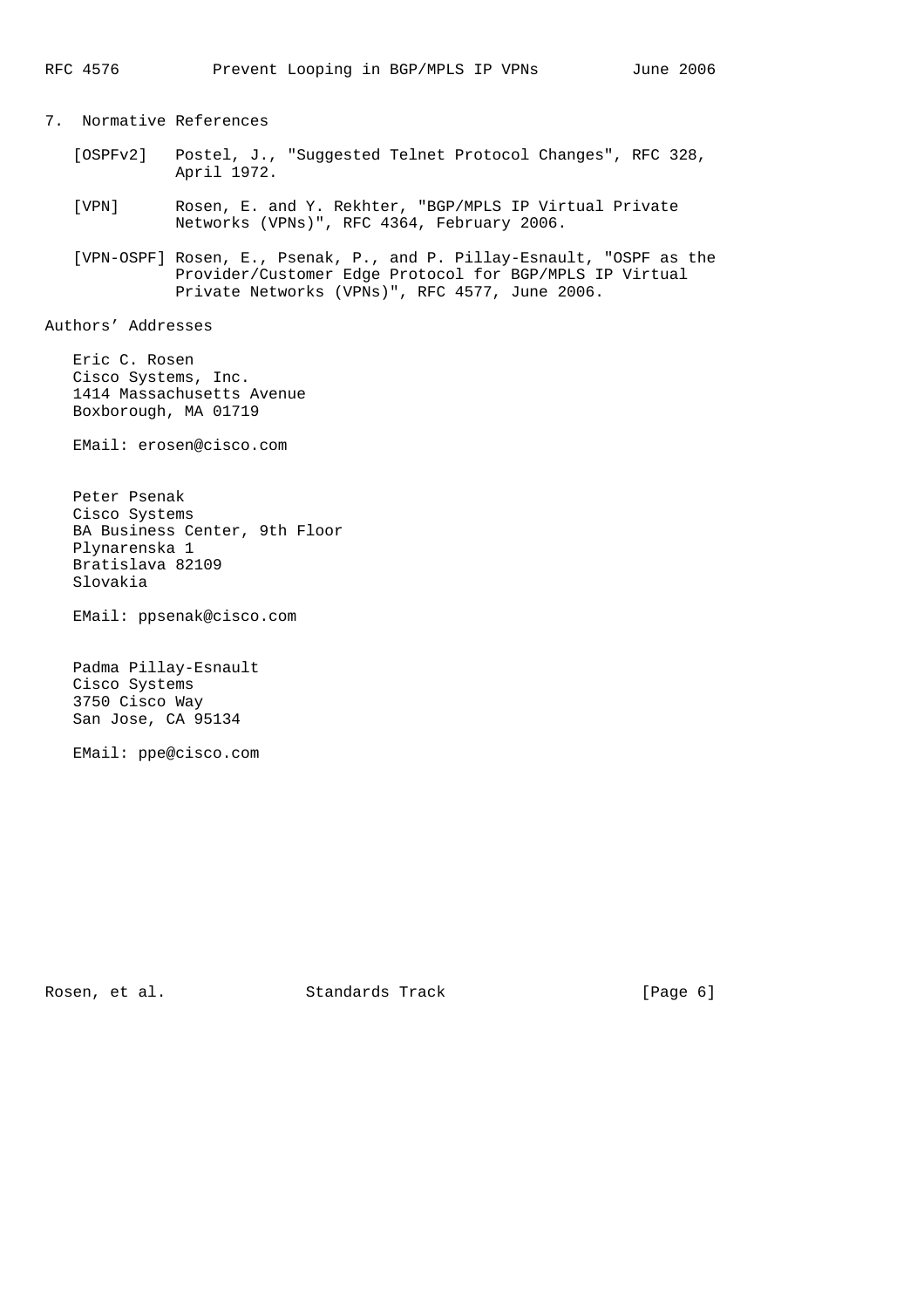## 7. Normative References

[OSPFv2] Postel, J., "Suggested Telnet Protocol Changes", RFC 328, April 1972.

[VPN] Rosen, E. and Y. Rekhter, "BGP/MPLS IP Virtual Private Networks (VPNs)", RFC 4364, February 2006.

[VPN-OSPF] Rosen, E., Psenak, P., and P. Pillay-Esnault, "OSPF as the Provider/Customer Edge Protocol for BGP/MPLS IP Virtual Private Networks (VPNs)", RFC 4577, June 2006.

## Authors' Addresses

Eric C. Rosen
Cisco Systems, Inc.
1414 Massachusetts Avenue
Boxborough, MA 01719

EMail: erosen@cisco.com

Peter Psenak
Cisco Systems
BA Business Center, 9th Floor
Plynarenska 1
Bratislava 82109
Slovakia

EMail: ppsenak@cisco.com

Padma Pillay-Esnault
Cisco Systems
3750 Cisco Way
San Jose, CA 95134

EMail: ppe@cisco.com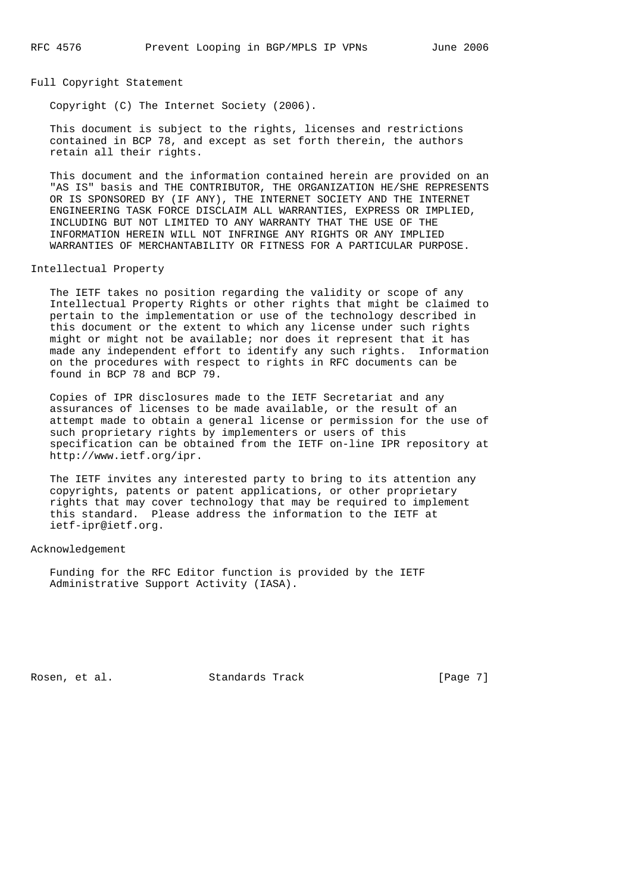## Full Copyright Statement

Copyright (C) The Internet Society (2006).

This document is subject to the rights, licenses and restrictions contained in BCP 78, and except as set forth therein, the authors retain all their rights.

This document and the information contained herein are provided on an "AS IS" basis and THE CONTRIBUTOR, THE ORGANIZATION HE/SHE REPRESENTS OR IS SPONSORED BY (IF ANY), THE INTERNET SOCIETY AND THE INTERNET ENGINEERING TASK FORCE DISCLAIM ALL WARRANTIES, EXPRESS OR IMPLIED, INCLUDING BUT NOT LIMITED TO ANY WARRANTY THAT THE USE OF THE INFORMATION HEREIN WILL NOT INFRINGE ANY RIGHTS OR ANY IMPLIED WARRANTIES OF MERCHANTABILITY OR FITNESS FOR A PARTICULAR PURPOSE.

## Intellectual Property

The IETF takes no position regarding the validity or scope of any Intellectual Property Rights or other rights that might be claimed to pertain to the implementation or use of the technology described in this document or the extent to which any license under such rights might or might not be available; nor does it represent that it has made any independent effort to identify any such rights. Information on the procedures with respect to rights in RFC documents can be found in BCP 78 and BCP 79.

Copies of IPR disclosures made to the IETF Secretariat and any assurances of licenses to be made available, or the result of an attempt made to obtain a general license or permission for the use of such proprietary rights by implementers or users of this specification can be obtained from the IETF on-line IPR repository at http://www.ietf.org/ipr.

The IETF invites any interested party to bring to its attention any copyrights, patents or patent applications, or other proprietary rights that may cover technology that may be required to implement this standard. Please address the information to the IETF at ietf-ipr@ietf.org.

## Acknowledgement

Funding for the RFC Editor function is provided by the IETF Administrative Support Activity (IASA).